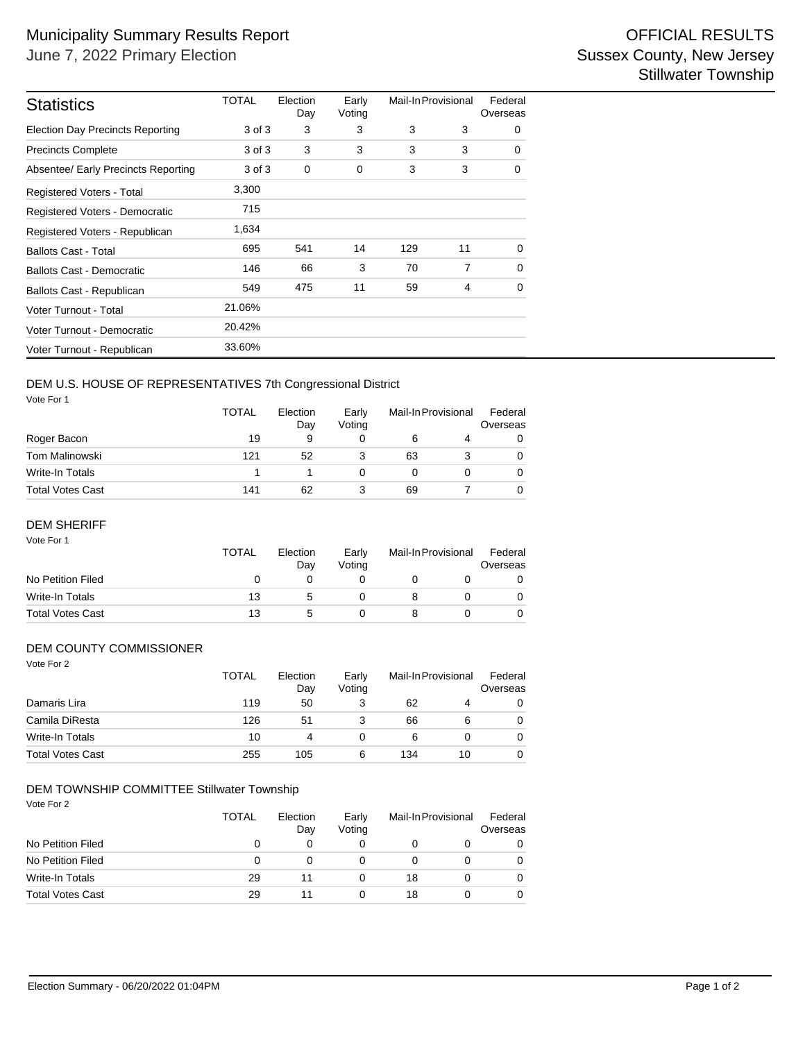# Municipality Summary Results Report

June 7, 2022 Primary Election

OFFICIAL RESULTS
Sussex County, New Jersey
Stillwater Township

| Statistics | TOTAL | Election Day | Early Voting | Mail-In | Provisional | Federal Overseas |
|---|---|---|---|---|---|---|
| Election Day Precincts Reporting | 3 of 3 | 3 | 3 | 3 | 3 | 0 |
| Precincts Complete | 3 of 3 | 3 | 3 | 3 | 3 | 0 |
| Absentee/ Early Precincts Reporting | 3 of 3 | 0 | 0 | 3 | 3 | 0 |
| Registered Voters - Total | 3,300 | | | | | |
| Registered Voters - Democratic | 715 | | | | | |
| Registered Voters - Republican | 1,634 | | | | | |
| Ballots Cast - Total | 695 | 541 | 14 | 129 | 11 | 0 |
| Ballots Cast - Democratic | 146 | 66 | 3 | 70 | 7 | 0 |
| Ballots Cast - Republican | 549 | 475 | 11 | 59 | 4 | 0 |
| Voter Turnout - Total | 21.06% | | | | | |
| Voter Turnout - Democratic | 20.42% | | | | | |
| Voter Turnout - Republican | 33.60% | | | | | |

## DEM U.S. HOUSE OF REPRESENTATIVES 7th Congressional District

Vote For 1

| | TOTAL | Election Day | Early Voting | Mail-In | Provisional | Federal Overseas |
|---|---|---|---|---|---|---|
| Roger Bacon | 19 | 9 | 0 | 6 | 4 | 0 |
| Tom Malinowski | 121 | 52 | 3 | 63 | 3 | 0 |
| Write-In Totals | 1 | 1 | 0 | 0 | 0 | 0 |
| Total Votes Cast | 141 | 62 | 3 | 69 | 7 | 0 |

## DEM SHERIFF

Vote For 1

| | TOTAL | Election Day | Early Voting | Mail-In | Provisional | Federal Overseas |
|---|---|---|---|---|---|---|
| No Petition Filed | 0 | 0 | 0 | 0 | 0 | 0 |
| Write-In Totals | 13 | 5 | 0 | 8 | 0 | 0 |
| Total Votes Cast | 13 | 5 | 0 | 8 | 0 | 0 |

## DEM COUNTY COMMISSIONER

Vote For 2

| | TOTAL | Election Day | Early Voting | Mail-In | Provisional | Federal Overseas |
|---|---|---|---|---|---|---|
| Damaris Lira | 119 | 50 | 3 | 62 | 4 | 0 |
| Camila DiResta | 126 | 51 | 3 | 66 | 6 | 0 |
| Write-In Totals | 10 | 4 | 0 | 6 | 0 | 0 |
| Total Votes Cast | 255 | 105 | 6 | 134 | 10 | 0 |

## DEM TOWNSHIP COMMITTEE Stillwater Township

Vote For 2

| | TOTAL | Election Day | Early Voting | Mail-In | Provisional | Federal Overseas |
|---|---|---|---|---|---|---|
| No Petition Filed | 0 | 0 | 0 | 0 | 0 | 0 |
| No Petition Filed | 0 | 0 | 0 | 0 | 0 | 0 |
| Write-In Totals | 29 | 11 | 0 | 18 | 0 | 0 |
| Total Votes Cast | 29 | 11 | 0 | 18 | 0 | 0 |

Election Summary - 06/20/2022 01:04PM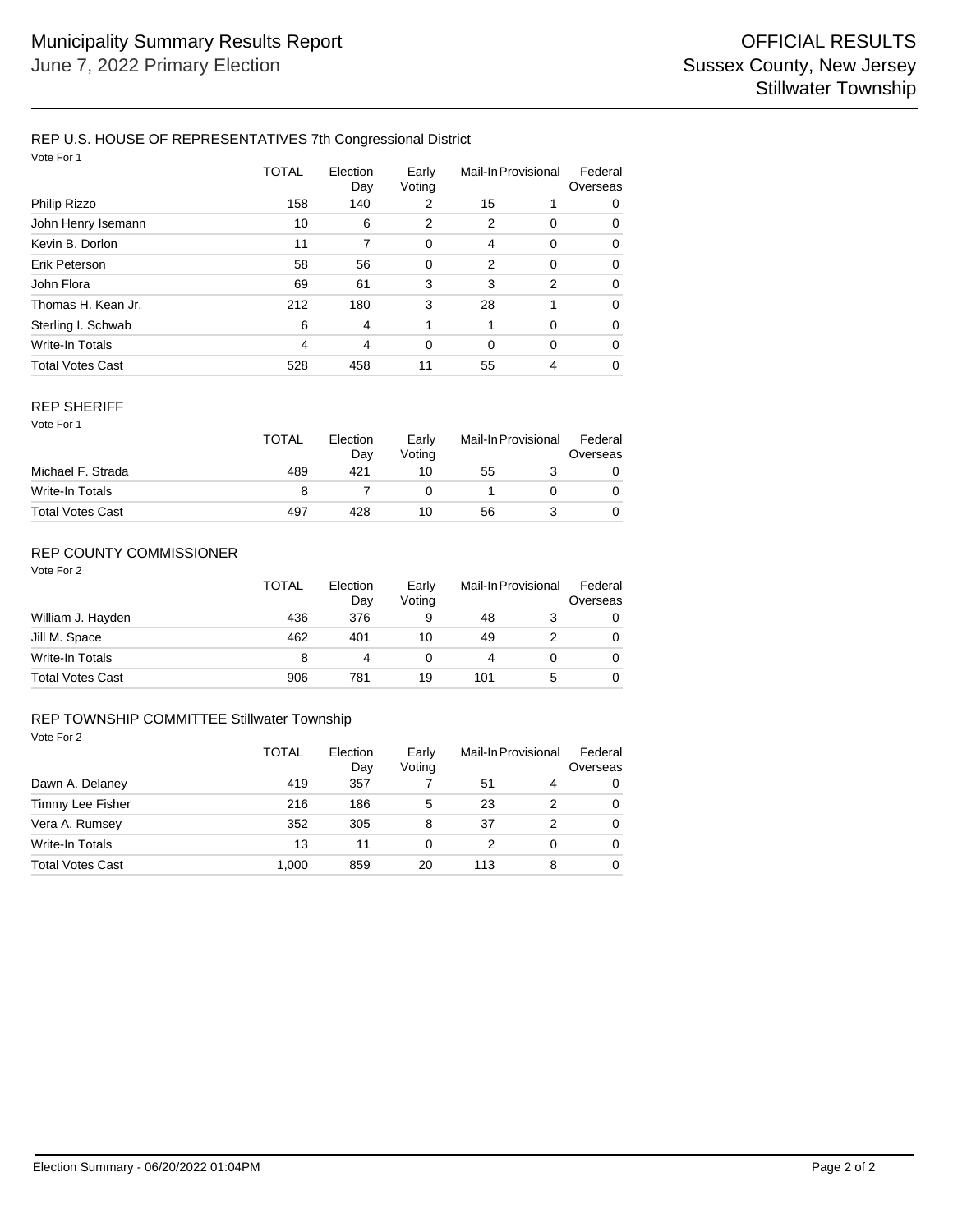# Municipality Summary Results Report

June 7, 2022 Primary Election

OFFICIAL RESULTS
Sussex County, New Jersey
Stillwater Township

## REP U.S. HOUSE OF REPRESENTATIVES 7th Congressional District

Vote For 1

| | TOTAL | Election Day | Early Voting | Mail-In | Provisional | Federal Overseas |
|---|---|---|---|---|---|---|
| Philip Rizzo | 158 | 140 | 2 | 15 | 1 | 0 |
| John Henry Isemann | 10 | 6 | 2 | 2 | 0 | 0 |
| Kevin B. Dorlon | 11 | 7 | 0 | 4 | 0 | 0 |
| Erik Peterson | 58 | 56 | 0 | 2 | 0 | 0 |
| John Flora | 69 | 61 | 3 | 3 | 2 | 0 |
| Thomas H. Kean Jr. | 212 | 180 | 3 | 28 | 1 | 0 |
| Sterling I. Schwab | 6 | 4 | 1 | 1 | 0 | 0 |
| Write-In Totals | 4 | 4 | 0 | 0 | 0 | 0 |
| Total Votes Cast | 528 | 458 | 11 | 55 | 4 | 0 |

## REP SHERIFF

Vote For 1

| | TOTAL | Election Day | Early Voting | Mail-In | Provisional | Federal Overseas |
|---|---|---|---|---|---|---|
| Michael F. Strada | 489 | 421 | 10 | 55 | 3 | 0 |
| Write-In Totals | 8 | 7 | 0 | 1 | 0 | 0 |
| Total Votes Cast | 497 | 428 | 10 | 56 | 3 | 0 |

## REP COUNTY COMMISSIONER

Vote For 2

| | TOTAL | Election Day | Early Voting | Mail-In | Provisional | Federal Overseas |
|---|---|---|---|---|---|---|
| William J. Hayden | 436 | 376 | 9 | 48 | 3 | 0 |
| Jill M. Space | 462 | 401 | 10 | 49 | 2 | 0 |
| Write-In Totals | 8 | 4 | 0 | 4 | 0 | 0 |
| Total Votes Cast | 906 | 781 | 19 | 101 | 5 | 0 |

## REP TOWNSHIP COMMITTEE Stillwater Township

Vote For 2

| | TOTAL | Election Day | Early Voting | Mail-In | Provisional | Federal Overseas |
|---|---|---|---|---|---|---|
| Dawn A. Delaney | 419 | 357 | 7 | 51 | 4 | 0 |
| Timmy Lee Fisher | 216 | 186 | 5 | 23 | 2 | 0 |
| Vera A. Rumsey | 352 | 305 | 8 | 37 | 2 | 0 |
| Write-In Totals | 13 | 11 | 0 | 2 | 0 | 0 |
| Total Votes Cast | 1,000 | 859 | 20 | 113 | 8 | 0 |

Election Summary - 06/20/2022 01:04PM